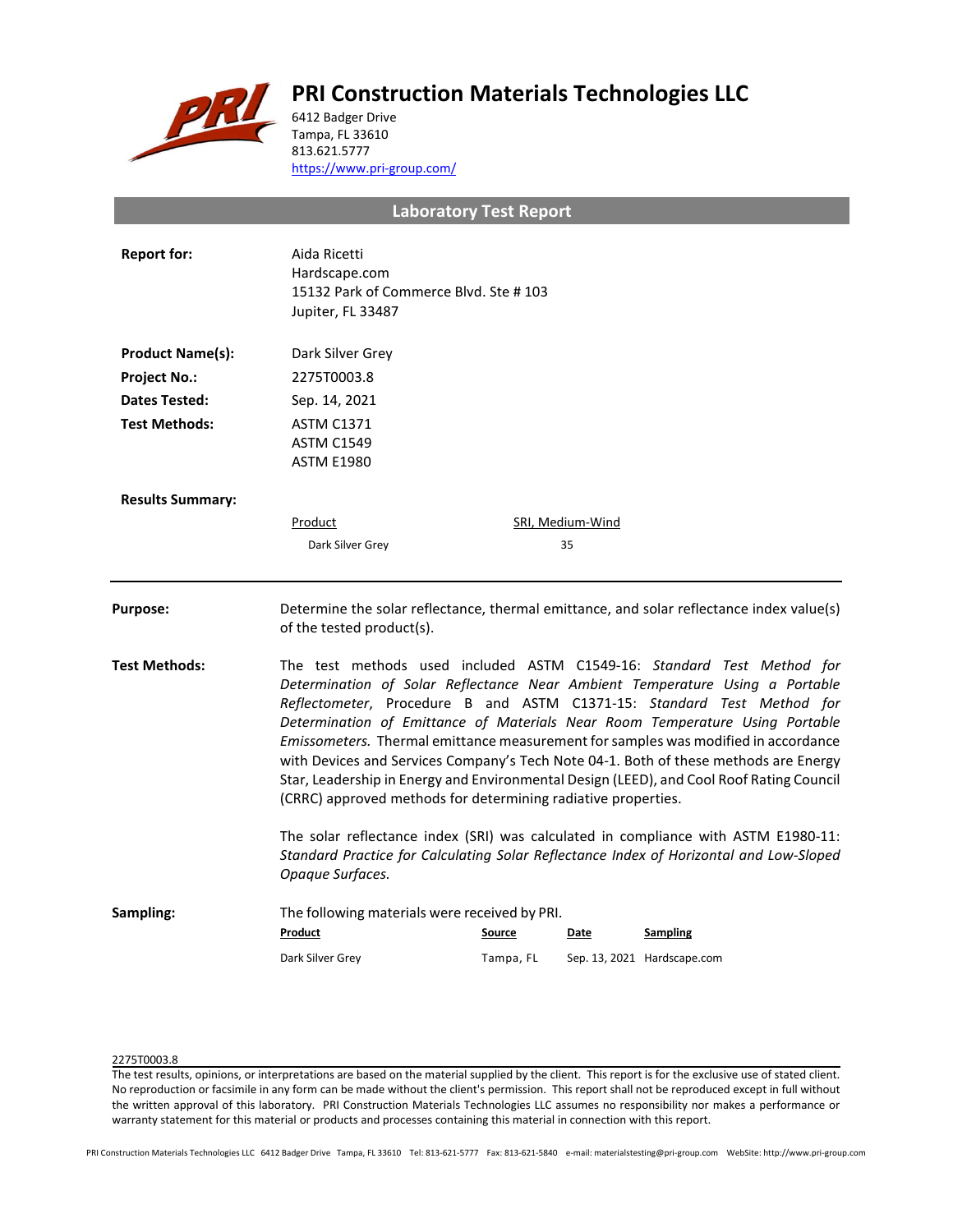# PRI Construction Materials Technologies LLC

6412 Badger Drive
Tampa, FL 33610
813.621.5777
https://www.pri-group.com/

## Laboratory Test Report

| | |
|---|---|
| **Report for:** | Aida Ricetti<br>Hardscape.com<br>15132 Park of Commerce Blvd. Ste # 103<br>Jupiter, FL 33487 |
| **Product Name(s):** | Dark Silver Grey |
| **Project No.:** | 2275T0003.8 |
| **Dates Tested:** | Sep. 14, 2021 |
| **Test Methods:** | ASTM C1371<br>ASTM C1549<br>ASTM E1980 |

**Results Summary:**

| Product | SRI, Medium-Wind |
|---|---|
| Dark Silver Grey | 35 |

---

**Purpose:** Determine the solar reflectance, thermal emittance, and solar reflectance index value(s) of the tested product(s).

**Test Methods:** The test methods used included ASTM C1549-16: *Standard Test Method for Determination of Solar Reflectance Near Ambient Temperature Using a Portable Reflectometer*, Procedure B and ASTM C1371-15: *Standard Test Method for Determination of Emittance of Materials Near Room Temperature Using Portable Emissometers.* Thermal emittance measurement for samples was modified in accordance with Devices and Services Company's Tech Note 04-1. Both of these methods are Energy Star, Leadership in Energy and Environmental Design (LEED), and Cool Roof Rating Council (CRRC) approved methods for determining radiative properties.

The solar reflectance index (SRI) was calculated in compliance with ASTM E1980-11: *Standard Practice for Calculating Solar Reflectance Index of Horizontal and Low-Sloped Opaque Surfaces.*

**Sampling:** The following materials were received by PRI.

| Product | Source | Date | Sampling |
|---|---|---|---|
| Dark Silver Grey | Tampa, FL | Sep. 13, 2021 | Hardscape.com |

2275T0003.8

The test results, opinions, or interpretations are based on the material supplied by the client. This report is for the exclusive use of stated client. No reproduction or facsimile in any form can be made without the client's permission. This report shall not be reproduced except in full without the written approval of this laboratory. PRI Construction Materials Technologies LLC assumes no responsibility nor makes a performance or warranty statement for this material or products and processes containing this material in connection with this report.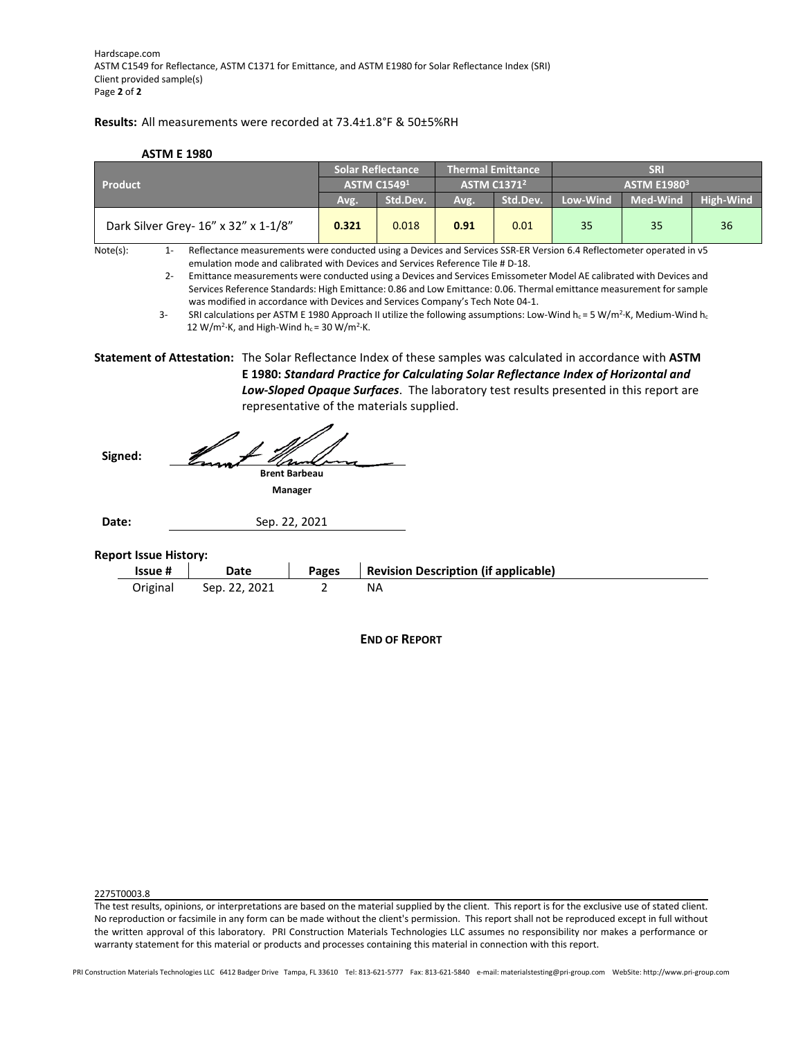Hardscape.com
ASTM C1549 for Reflectance, ASTM C1371 for Emittance, and ASTM E1980 for Solar Reflectance Index (SRI)
Client provided sample(s)

**Results:** All measurements were recorded at 73.4±1.8°F & 50±5%RH

**ASTM E 1980**

| Product | Solar Reflectance ASTM C1549[1] | | Thermal Emittance ASTM C1371[2] | | SRI ASTM E1980[3] | | |
|---|---|---|---|---|---|---|---|
| | Avg. | Std.Dev. | Avg. | Std.Dev. | Low-Wind | Med-Wind | High-Wind |
| Dark Silver Grey- 16" x 32" x 1-1/8" | **0.321** | 0.018 | **0.91** | 0.01 | 35 | 35 | 36 |

Note(s):

1- Reflectance measurements were conducted using a Devices and Services SSR-ER Version 6.4 Reflectometer operated in v5 emulation mode and calibrated with Devices and Services Reference Tile # D-18.

2- Emittance measurements were conducted using a Devices and Services Emissometer Model AE calibrated with Devices and Services Reference Standards: High Emittance: 0.86 and Low Emittance: 0.06. Thermal emittance measurement for sample was modified in accordance with Devices and Services Company's Tech Note 04-1.

3- SRI calculations per ASTM E 1980 Approach II utilize the following assumptions: Low-Wind $h_c = 5\ W/m^2{\cdot}K$, Medium-Wind $h_c$ $12\ W/m^2{\cdot}K$, and High-Wind $h_c = 30\ W/m^2{\cdot}K$.

**Statement of Attestation:** The Solar Reflectance Index of these samples was calculated in accordance with **ASTM E 1980:** ***Standard Practice for Calculating Solar Reflectance Index of Horizontal and Low-Sloped Opaque Surfaces***. The laboratory test results presented in this report are representative of the materials supplied.

**Signed:**

**Brent Barbeau**
**Manager**

**Date:** Sep. 22, 2021

**Report Issue History:**

| Issue # | Date | Pages | Revision Description (if applicable) |
|---|---|---|---|
| Original | Sep. 22, 2021 | 2 | NA |

**END OF REPORT**

2275T0003.8

The test results, opinions, or interpretations are based on the material supplied by the client. This report is for the exclusive use of stated client. No reproduction or facsimile in any form can be made without the client's permission. This report shall not be reproduced except in full without the written approval of this laboratory. PRI Construction Materials Technologies LLC assumes no responsibility nor makes a performance or warranty statement for this material or products and processes containing this material in connection with this report.

PRI Construction Materials Technologies LLC 6412 Badger Drive Tampa, FL 33610 Tel: 813-621-5777 Fax: 813-621-5840 e-mail: materialstesting@pri-group.com WebSite: http://www.pri-group.com